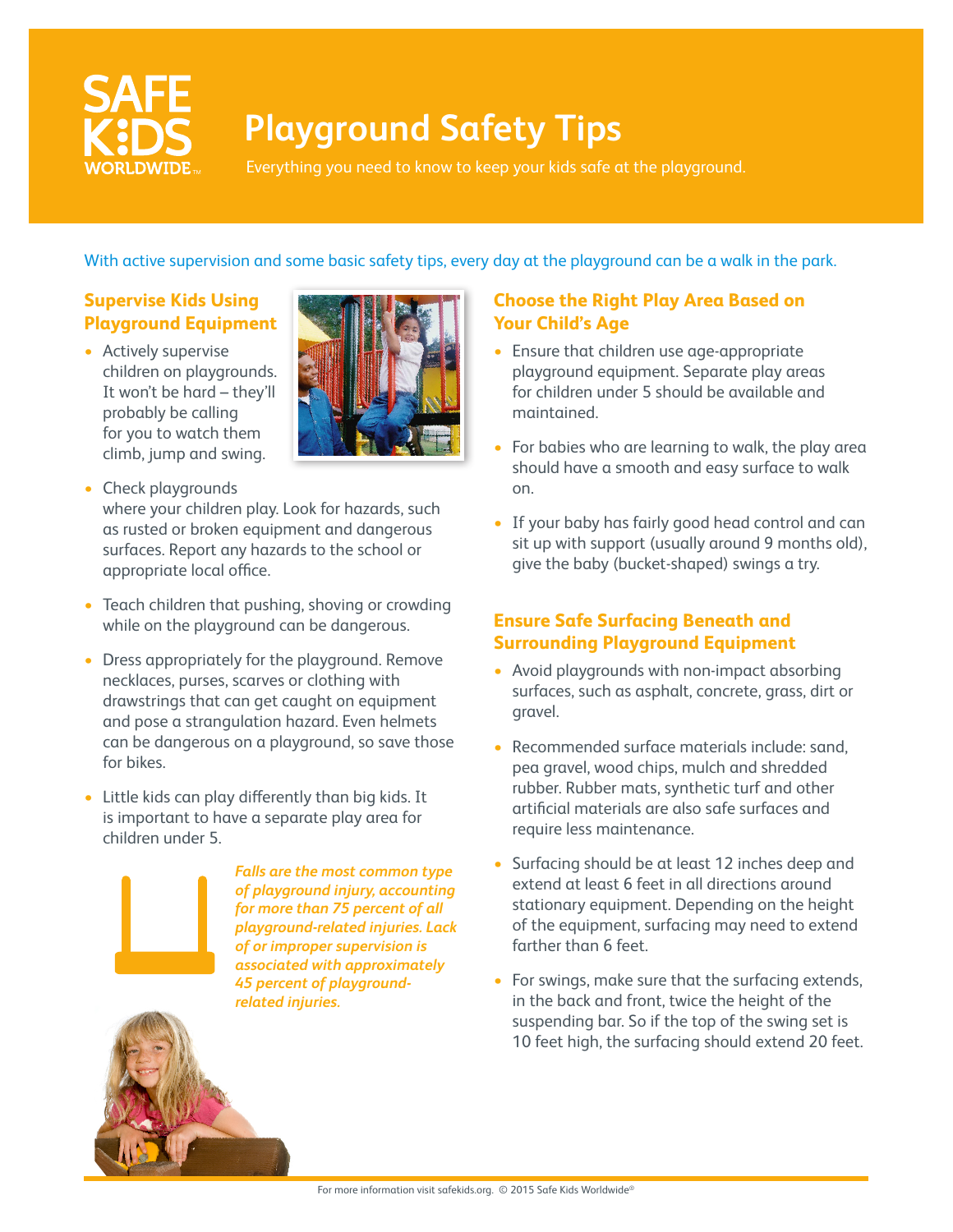# Playground Safety Tips

Everything you need to know to keep your kids safe at the playground.

With active supervision and some basic safety tips, every day at the playground can be a walk in the park.

## Supervise Kids Using Playground Equipment

- Actively supervise children on playgrounds. It won't be hard – they'll probably be calling for you to watch them climb, jump and swing.
- Check playgrounds where your children play. Look for hazards, such as rusted or broken equipment and dangerous surfaces. Report any hazards to the school or appropriate local office.
- Teach children that pushing, shoving or crowding while on the playground can be dangerous.
- Dress appropriately for the playground. Remove necklaces, purses, scarves or clothing with drawstrings that can get caught on equipment and pose a strangulation hazard. Even helmets can be dangerous on a playground, so save those for bikes.
- Little kids can play differently than big kids. It is important to have a separate play area for children under 5.

***Falls are the most common type of playground injury, accounting for more than 75 percent of all playground-related injuries. Lack of or improper supervision is associated with approximately 45 percent of playground-related injuries.***

## Choose the Right Play Area Based on Your Child's Age

- Ensure that children use age-appropriate playground equipment. Separate play areas for children under 5 should be available and maintained.
- For babies who are learning to walk, the play area should have a smooth and easy surface to walk on.
- If your baby has fairly good head control and can sit up with support (usually around 9 months old), give the baby (bucket-shaped) swings a try.

## Ensure Safe Surfacing Beneath and Surrounding Playground Equipment

- Avoid playgrounds with non-impact absorbing surfaces, such as asphalt, concrete, grass, dirt or gravel.
- Recommended surface materials include: sand, pea gravel, wood chips, mulch and shredded rubber. Rubber mats, synthetic turf and other artificial materials are also safe surfaces and require less maintenance.
- Surfacing should be at least 12 inches deep and extend at least 6 feet in all directions around stationary equipment. Depending on the height of the equipment, surfacing may need to extend farther than 6 feet.
- For swings, make sure that the surfacing extends, in the back and front, twice the height of the suspending bar. So if the top of the swing set is 10 feet high, the surfacing should extend 20 feet.

For more information visit safekids.org. © 2015 Safe Kids Worldwide®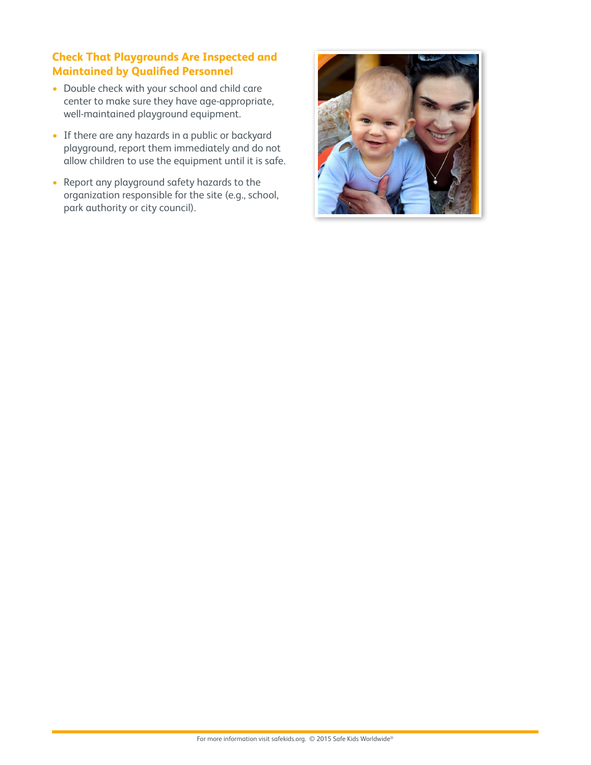## Check That Playgrounds Are Inspected and Maintained by Qualified Personnel

- Double check with your school and child care center to make sure they have age-appropriate, well-maintained playground equipment.
- If there are any hazards in a public or backyard playground, report them immediately and do not allow children to use the equipment until it is safe.
- Report any playground safety hazards to the organization responsible for the site (e.g., school, park authority or city council).